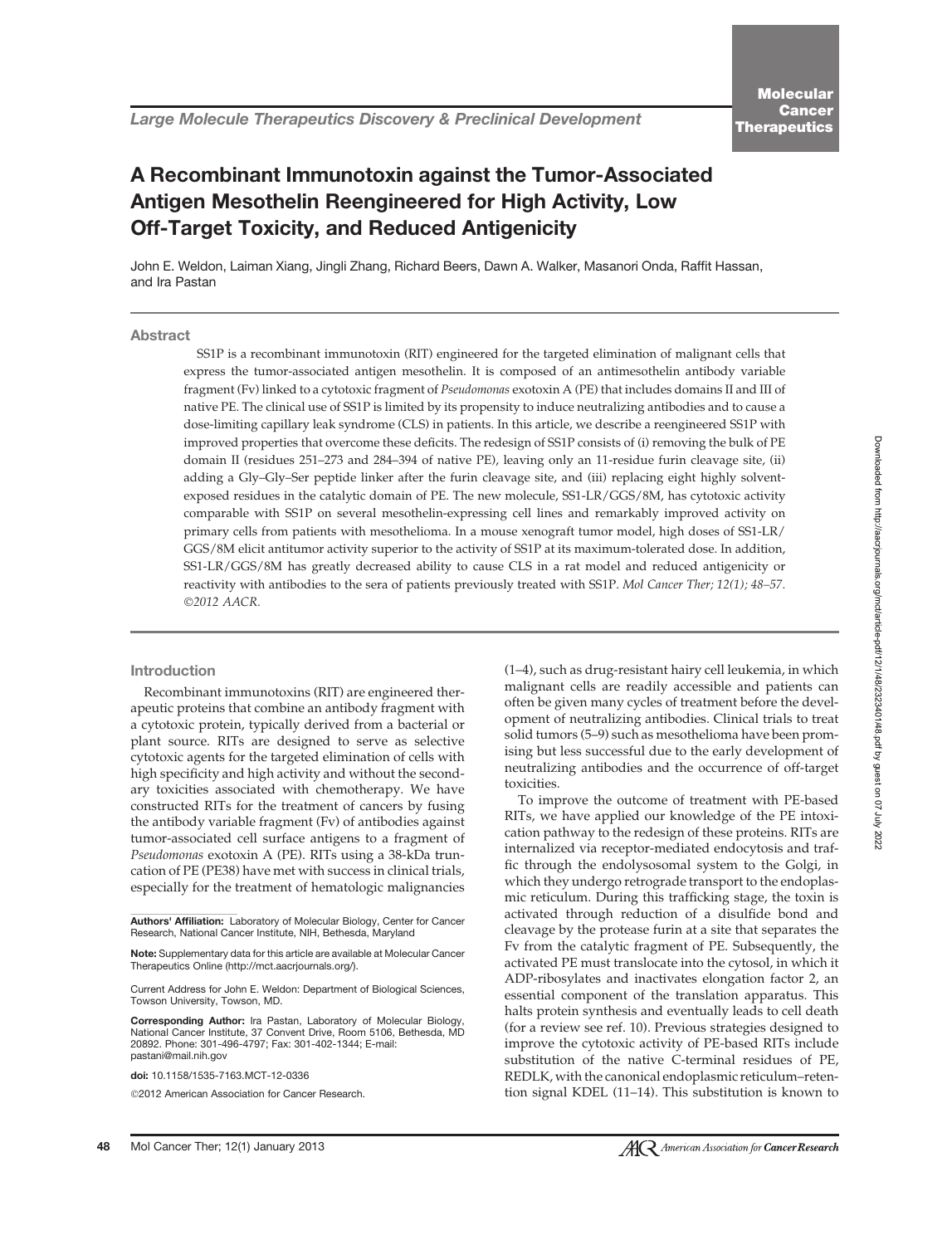Large Molecule Therapeutics Discovery & Preclinical Development

# A Recombinant Immunotoxin against the Tumor-Associated Antigen Mesothelin Reengineered for High Activity, Low Off-Target Toxicity, and Reduced Antigenicity

John E. Weldon, Laiman Xiang, Jingli Zhang, Richard Beers, Dawn A. Walker, Masanori Onda, Raffit Hassan, and Ira Pastan

## Abstract

SS1P is a recombinant immunotoxin (RIT) engineered for the targeted elimination of malignant cells that express the tumor-associated antigen mesothelin. It is composed of an antimesothelin antibody variable fragment (Fv) linked to a cytotoxic fragment of *Pseudomonas* exotoxin A (PE) that includes domains II and III of native PE. The clinical use of SS1P is limited by its propensity to induce neutralizing antibodies and to cause a dose-limiting capillary leak syndrome (CLS) in patients. In this article, we describe a reengineered SS1P with improved properties that overcome these deficits. The redesign of SS1P consists of (i) removing the bulk of PE domain II (residues 251–273 and 284–394 of native PE), leaving only an 11-residue furin cleavage site, (ii) adding a Gly–Gly–Ser peptide linker after the furin cleavage site, and (iii) replacing eight highly solvent-exposed residues in the catalytic domain of PE. The new molecule, SS1-LR/GGS/8M, has cytotoxic activity comparable with SS1P on several mesothelin-expressing cell lines and remarkably improved activity on primary cells from patients with mesothelioma. In a mouse xenograft tumor model, high doses of SS1-LR/GGS/8M elicit antitumor activity superior to the activity of SS1P at its maximum-tolerated dose. In addition, SS1-LR/GGS/8M has greatly decreased ability to cause CLS in a rat model and reduced antigenicity or reactivity with antibodies to the sera of patients previously treated with SS1P. *Mol Cancer Ther; 12(1); 48–57. ©2012 AACR.*

## Introduction

Recombinant immunotoxins (RIT) are engineered therapeutic proteins that combine an antibody fragment with a cytotoxic protein, typically derived from a bacterial or plant source. RITs are designed to serve as selective cytotoxic agents for the targeted elimination of cells with high specificity and high activity and without the secondary toxicities associated with chemotherapy. We have constructed RITs for the treatment of cancers by fusing the antibody variable fragment (Fv) of antibodies against tumor-associated cell surface antigens to a fragment of *Pseudomonas* exotoxin A (PE). RITs using a 38-kDa truncation of PE (PE38) have met with success in clinical trials, especially for the treatment of hematologic malignancies (1–4), such as drug-resistant hairy cell leukemia, in which malignant cells are readily accessible and patients can often be given many cycles of treatment before the development of neutralizing antibodies. Clinical trials to treat solid tumors (5–9) such as mesothelioma have been promising but less successful due to the early development of neutralizing antibodies and the occurrence of off-target toxicities.

To improve the outcome of treatment with PE-based RITs, we have applied our knowledge of the PE intoxication pathway to the redesign of these proteins. RITs are internalized via receptor-mediated endocytosis and traffic through the endolysosomal system to the Golgi, in which they undergo retrograde transport to the endoplasmic reticulum. During this trafficking stage, the toxin is activated through reduction of a disulfide bond and cleavage by the protease furin at a site that separates the Fv from the catalytic fragment of PE. Subsequently, the activated PE must translocate into the cytosol, in which it ADP-ribosylates and inactivates elongation factor 2, an essential component of the translation apparatus. This halts protein synthesis and eventually leads to cell death (for a review see ref. 10). Previous strategies designed to improve the cytotoxic activity of PE-based RITs include substitution of the native C-terminal residues of PE, REDLK, with the canonical endoplasmic reticulum–retention signal KDEL (11–14). This substitution is known to

**Authors' Affiliation:** Laboratory of Molecular Biology, Center for Cancer Research, National Cancer Institute, NIH, Bethesda, Maryland

**Note:** Supplementary data for this article are available at Molecular Cancer Therapeutics Online (http://mct.aacrjournals.org/).

Current Address for John E. Weldon: Department of Biological Sciences, Towson University, Towson, MD.

**Corresponding Author:** Ira Pastan, Laboratory of Molecular Biology, National Cancer Institute, 37 Convent Drive, Room 5106, Bethesda, MD 20892. Phone: 301-496-4797; Fax: 301-402-1344; E-mail: pastani@mail.nih.gov

**doi:** 10.1158/1535-7163.MCT-12-0336

©2012 American Association for Cancer Research.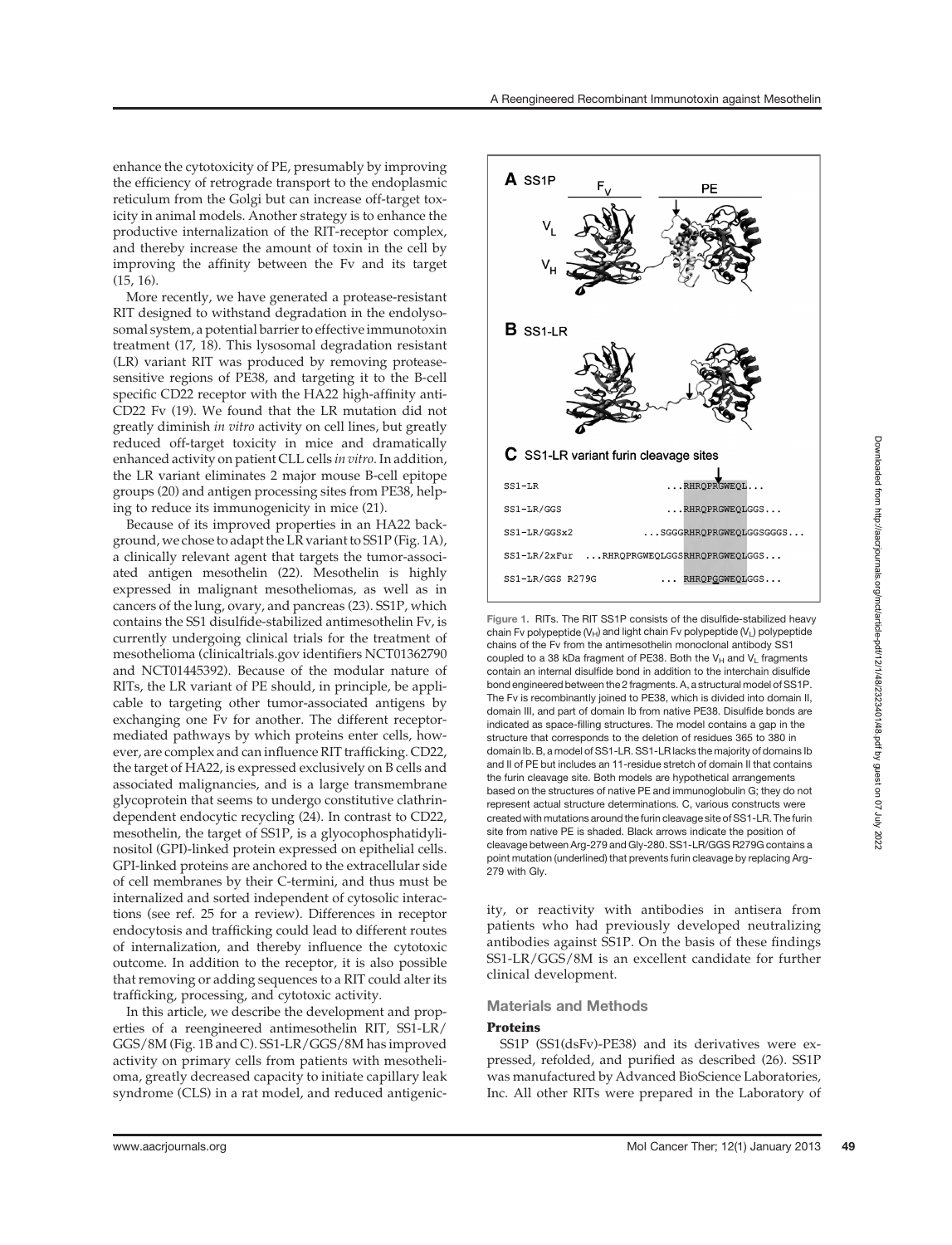enhance the cytotoxicity of PE, presumably by improving the efficiency of retrograde transport to the endoplasmic reticulum from the Golgi but can increase off-target toxicity in animal models. Another strategy is to enhance the productive internalization of the RIT-receptor complex, and thereby increase the amount of toxin in the cell by improving the affinity between the Fv and its target (15, 16).

More recently, we have generated a protease-resistant RIT designed to withstand degradation in the endolysosomal system, a potential barrier to effective immunotoxin treatment (17, 18). This lysosomal degradation resistant (LR) variant RIT was produced by removing protease-sensitive regions of PE38, and targeting it to the B-cell specific CD22 receptor with the HA22 high-affinity anti-CD22 Fv (19). We found that the LR mutation did not greatly diminish *in vitro* activity on cell lines, but greatly reduced off-target toxicity in mice and dramatically enhanced activity on patient CLL cells *in vitro*. In addition, the LR variant eliminates 2 major mouse B-cell epitope groups (20) and antigen processing sites from PE38, helping to reduce its immunogenicity in mice (21).

Because of its improved properties in an HA22 background, we chose to adapt the LR variant to SS1P (Fig. 1A), a clinically relevant agent that targets the tumor-associated antigen mesothelin (22). Mesothelin is highly expressed in malignant mesotheliomas, as well as in cancers of the lung, ovary, and pancreas (23). SS1P, which contains the SS1 disulfide-stabilized antimesothelin Fv, is currently undergoing clinical trials for the treatment of mesothelioma (clinicaltrials.gov identifiers NCT01362790 and NCT01445392). Because of the modular nature of RITs, the LR variant of PE should, in principle, be applicable to targeting other tumor-associated antigens by exchanging one Fv for another. The different receptor-mediated pathways by which proteins enter cells, however, are complex and can influence RIT trafficking. CD22, the target of HA22, is expressed exclusively on B cells and associated malignancies, and is a large transmembrane glycoprotein that seems to undergo constitutive clathrin-dependent endocytic recycling (24). In contrast to CD22, mesothelin, the target of SS1P, is a glycophosphatidylinositol (GPI)-linked protein expressed on epithelial cells. GPI-linked proteins are anchored to the extracellular side of cell membranes by their C-termini, and thus must be internalized and sorted independent of cytosolic interactions (see ref. 25 for a review). Differences in receptor endocytosis and trafficking could lead to different routes of internalization, and thereby influence the cytotoxic outcome. In addition to the receptor, it is also possible that removing or adding sequences to a RIT could alter its trafficking, processing, and cytotoxic activity.

In this article, we describe the development and properties of a reengineered antimesothelin RIT, SS1-LR/GGS/8M (Fig. 1B and C). SS1-LR/GGS/8M has improved activity on primary cells from patients with mesothelioma, greatly decreased capacity to initiate capillary leak syndrome (CLS) in a rat model, and reduced antigenicity, or reactivity with antibodies in antisera from patients who had previously developed neutralizing antibodies against SS1P. On the basis of these findings SS1-LR/GGS/8M is an excellent candidate for further clinical development.

**A** SS1P — $F_V$ ($V_L$, $V_H$) — PE

**B** SS1-LR

**C** SS1-LR variant furin cleavage sites

| Construct | Sequence |
|---|---|
| SS1-LR | ...RHRQPRGWEQL... |
| SS1-LR/GGS | ...RHRQPRGWEQLGGS... |
| SS1-LR/GGSx2 | ...SGGGRHRQPRGWEQLGGSGGGS... |
| SS1-LR/2xFur | ...RHRQPRGWEQLGGSRHRQPRGWEQLGGS... |
| SS1-LR/GGS R279G | ... RHRQPGGWEQLGGS... |

Figure 1. RITs. The RIT SS1P consists of the disulfide-stabilized heavy chain Fv polypeptide ($V_H$) and light chain Fv polypeptide ($V_L$) polypeptide chains of the Fv from the antimesothelin monoclonal antibody SS1 coupled to a 38 kDa fragment of PE38. Both the $V_H$ and $V_L$ fragments contain an internal disulfide bond in addition to the interchain disulfide bond engineered between the 2 fragments. A, a structural model of SS1P. The Fv is recombinantly joined to PE38, which is divided into domain II, domain III, and part of domain Ib from native PE38. Disulfide bonds are indicated as space-filling structures. The model contains a gap in the structure that corresponds to the deletion of residues 365 to 380 in domain Ib. B, a model of SS1-LR. SS1-LR lacks the majority of domains Ib and II of PE but includes an 11-residue stretch of domain II that contains the furin cleavage site. Both models are hypothetical arrangements based on the structures of native PE and immunoglobulin G; they do not represent actual structure determinations. C, various constructs were created with mutations around the furin cleavage site of SS1-LR. The furin site from native PE is shaded. Black arrows indicate the position of cleavage between Arg-279 and Gly-280. SS1-LR/GGS R279G contains a point mutation (underlined) that prevents furin cleavage by replacing Arg-279 with Gly.

## Materials and Methods

### Proteins

SS1P (SS1(dsFv)-PE38) and its derivatives were expressed, refolded, and purified as described (26). SS1P was manufactured by Advanced BioScience Laboratories, Inc. All other RITs were prepared in the Laboratory of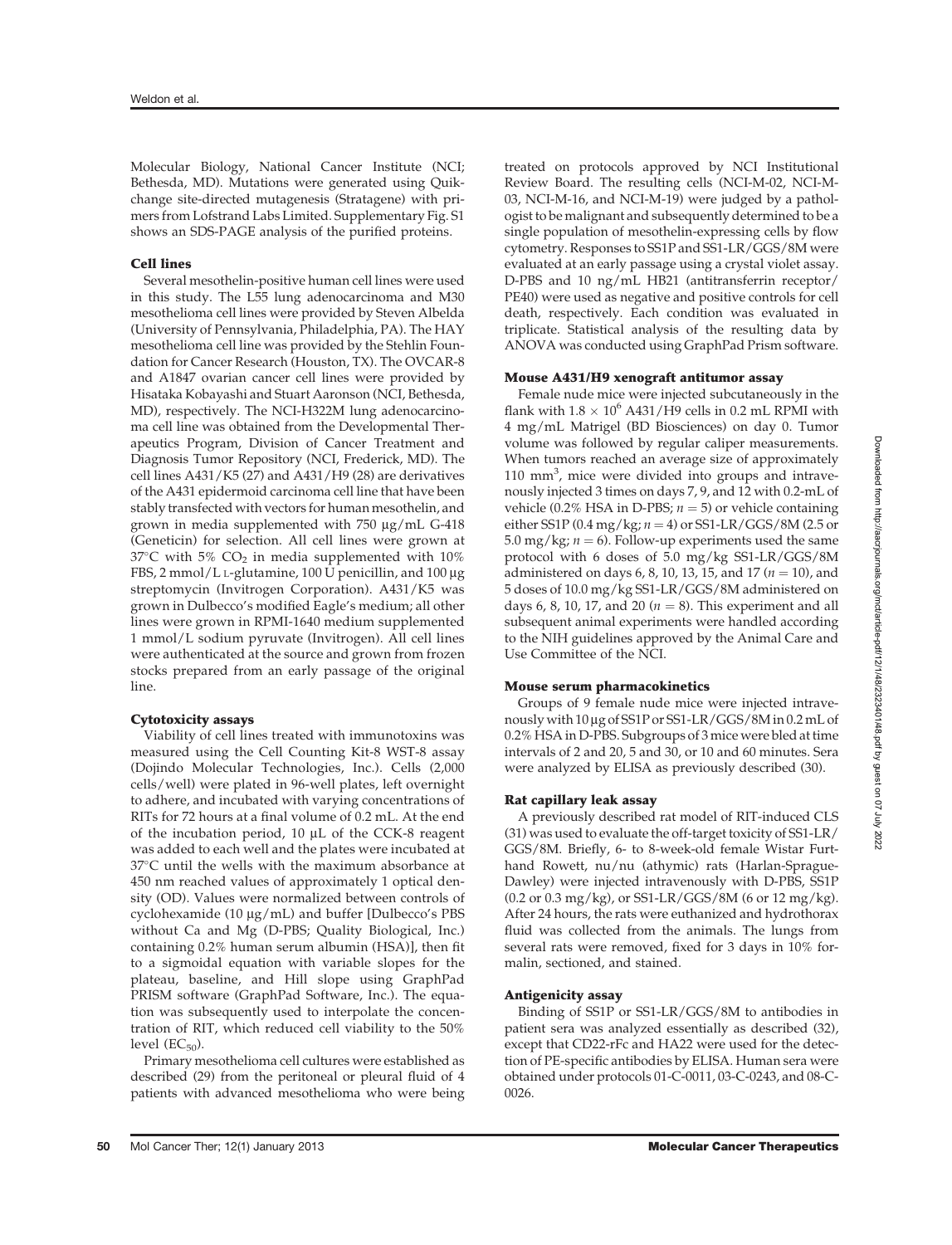Molecular Biology, National Cancer Institute (NCI; Bethesda, MD). Mutations were generated using Quikchange site-directed mutagenesis (Stratagene) with primers from Lofstrand Labs Limited. Supplementary Fig. S1 shows an SDS-PAGE analysis of the purified proteins.

### Cell lines

Several mesothelin-positive human cell lines were used in this study. The L55 lung adenocarcinoma and M30 mesothelioma cell lines were provided by Steven Albelda (University of Pennsylvania, Philadelphia, PA). The HAY mesothelioma cell line was provided by the Stehlin Foundation for Cancer Research (Houston, TX). The OVCAR-8 and A1847 ovarian cancer cell lines were provided by Hisataka Kobayashi and Stuart Aaronson (NCI, Bethesda, MD), respectively. The NCI-H322M lung adenocarcinoma cell line was obtained from the Developmental Therapeutics Program, Division of Cancer Treatment and Diagnosis Tumor Repository (NCI, Frederick, MD). The cell lines A431/K5 (27) and A431/H9 (28) are derivatives of the A431 epidermoid carcinoma cell line that have been stably transfected with vectors for human mesothelin, and grown in media supplemented with 750 μg/mL G-418 (Geneticin) for selection. All cell lines were grown at 37°C with 5% $CO_2$ in media supplemented with 10% FBS, 2 mmol/L L-glutamine, 100 U penicillin, and 100 μg streptomycin (Invitrogen Corporation). A431/K5 was grown in Dulbecco's modified Eagle's medium; all other lines were grown in RPMI-1640 medium supplemented 1 mmol/L sodium pyruvate (Invitrogen). All cell lines were authenticated at the source and grown from frozen stocks prepared from an early passage of the original line.

### Cytotoxicity assays

Viability of cell lines treated with immunotoxins was measured using the Cell Counting Kit-8 WST-8 assay (Dojindo Molecular Technologies, Inc.). Cells (2,000 cells/well) were plated in 96-well plates, left overnight to adhere, and incubated with varying concentrations of RITs for 72 hours at a final volume of 0.2 mL. At the end of the incubation period, 10 μL of the CCK-8 reagent was added to each well and the plates were incubated at 37°C until the wells with the maximum absorbance at 450 nm reached values of approximately 1 optical density (OD). Values were normalized between controls of cyclohexamide (10 μg/mL) and buffer [Dulbecco's PBS without Ca and Mg (D-PBS; Quality Biological, Inc.) containing 0.2% human serum albumin (HSA)], then fit to a sigmoidal equation with variable slopes for the plateau, baseline, and Hill slope using GraphPad PRISM software (GraphPad Software, Inc.). The equation was subsequently used to interpolate the concentration of RIT, which reduced cell viability to the 50% level ($EC_{50}$).

Primary mesothelioma cell cultures were established as described (29) from the peritoneal or pleural fluid of 4 patients with advanced mesothelioma who were being treated on protocols approved by NCI Institutional Review Board. The resulting cells (NCI-M-02, NCI-M-03, NCI-M-16, and NCI-M-19) were judged by a pathologist to be malignant and subsequently determined to be a single population of mesothelin-expressing cells by flow cytometry. Responses to SS1P and SS1-LR/GGS/8M were evaluated at an early passage using a crystal violet assay. D-PBS and 10 ng/mL HB21 (antitransferrin receptor/PE40) were used as negative and positive controls for cell death, respectively. Each condition was evaluated in triplicate. Statistical analysis of the resulting data by ANOVA was conducted using GraphPad Prism software.

### Mouse A431/H9 xenograft antitumor assay

Female nude mice were injected subcutaneously in the flank with $1.8 \times 10^6$ A431/H9 cells in 0.2 mL RPMI with 4 mg/mL Matrigel (BD Biosciences) on day 0. Tumor volume was followed by regular caliper measurements. When tumors reached an average size of approximately 110 $mm^3$, mice were divided into groups and intravenously injected 3 times on days 7, 9, and 12 with 0.2-mL of vehicle (0.2% HSA in D-PBS; $n = 5$) or vehicle containing either SS1P (0.4 mg/kg; $n = 4$) or SS1-LR/GGS/8M (2.5 or 5.0 mg/kg; $n = 6$). Follow-up experiments used the same protocol with 6 doses of 5.0 mg/kg SS1-LR/GGS/8M administered on days 6, 8, 10, 13, 15, and 17 ($n = 10$), and 5 doses of 10.0 mg/kg SS1-LR/GGS/8M administered on days 6, 8, 10, 17, and 20 ($n = 8$). This experiment and all subsequent animal experiments were handled according to the NIH guidelines approved by the Animal Care and Use Committee of the NCI.

### Mouse serum pharmacokinetics

Groups of 9 female nude mice were injected intravenously with 10 μg of SS1P or SS1-LR/GGS/8M in 0.2 mL of 0.2% HSA in D-PBS. Subgroups of 3 mice were bled at time intervals of 2 and 20, 5 and 30, or 10 and 60 minutes. Sera were analyzed by ELISA as previously described (30).

### Rat capillary leak assay

A previously described rat model of RIT-induced CLS (31) was used to evaluate the off-target toxicity of SS1-LR/GGS/8M. Briefly, 6- to 8-week-old female Wistar Furthand Rowett, nu/nu (athymic) rats (Harlan-Sprague-Dawley) were injected intravenously with D-PBS, SS1P (0.2 or 0.3 mg/kg), or SS1-LR/GGS/8M (6 or 12 mg/kg). After 24 hours, the rats were euthanized and hydrothorax fluid was collected from the animals. The lungs from several rats were removed, fixed for 3 days in 10% formalin, sectioned, and stained.

### Antigenicity assay

Binding of SS1P or SS1-LR/GGS/8M to antibodies in patient sera was analyzed essentially as described (32), except that CD22-rFc and HA22 were used for the detection of PE-specific antibodies by ELISA. Human sera were obtained under protocols 01-C-0011, 03-C-0243, and 08-C-0026.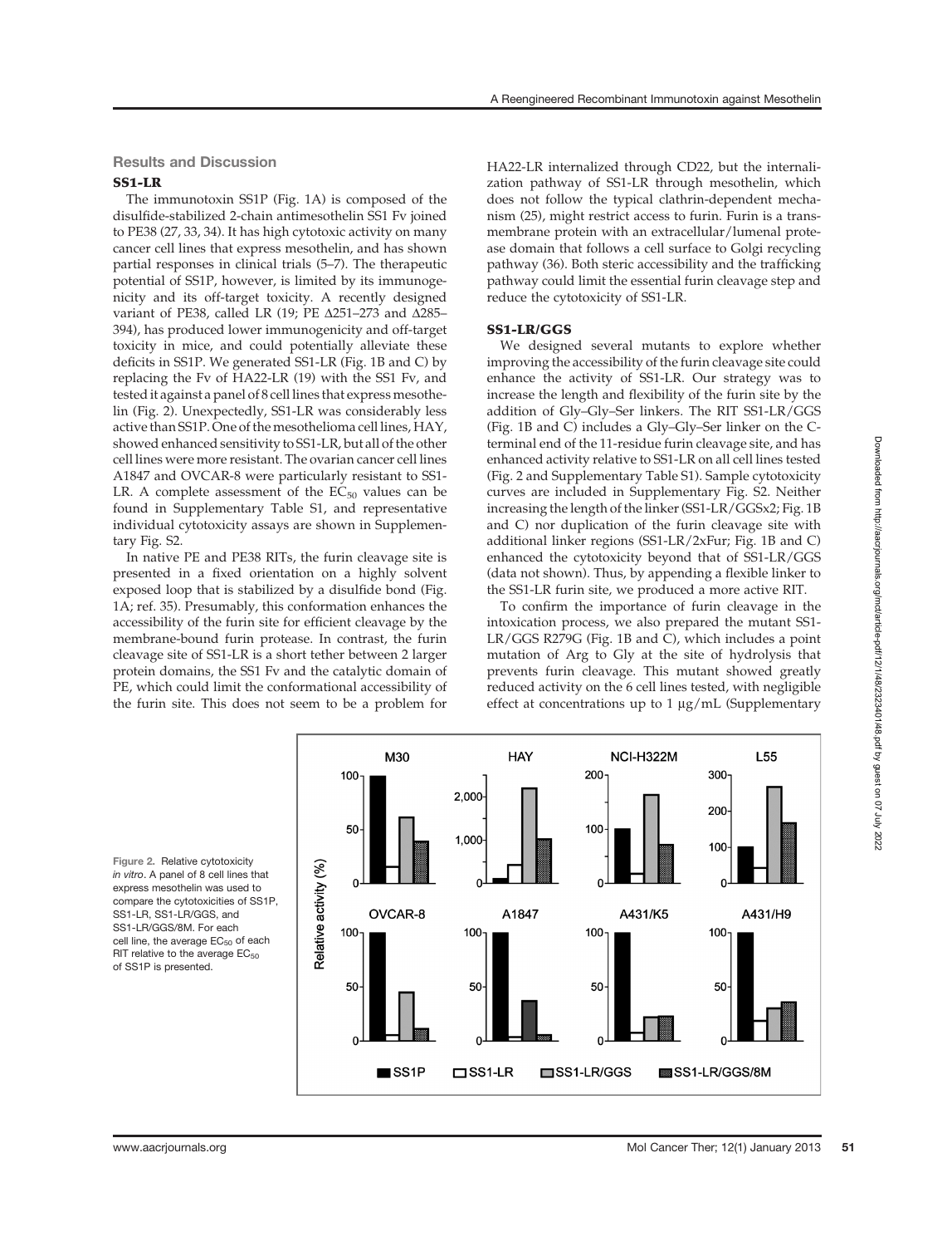## Results and Discussion

### SS1-LR

The immunotoxin SS1P (Fig. 1A) is composed of the disulfide-stabilized 2-chain antimesothelin SS1 Fv joined to PE38 (27, 33, 34). It has high cytotoxic activity on many cancer cell lines that express mesothelin, and has shown partial responses in clinical trials (5–7). The therapeutic potential of SS1P, however, is limited by its immunogenicity and its off-target toxicity. A recently designed variant of PE38, called LR (19; PE Δ251–273 and Δ285–394), has produced lower immunogenicity and off-target toxicity in mice, and could potentially alleviate these deficits in SS1P. We generated SS1-LR (Fig. 1B and C) by replacing the Fv of HA22-LR (19) with the SS1 Fv, and tested it against a panel of 8 cell lines that express mesothelin (Fig. 2). Unexpectedly, SS1-LR was considerably less active than SS1P. One of the mesothelioma cell lines, HAY, showed enhanced sensitivity to SS1-LR, but all of the other cell lines were more resistant. The ovarian cancer cell lines A1847 and OVCAR-8 were particularly resistant to SS1-LR. A complete assessment of the $EC_{50}$ values can be found in Supplementary Table S1, and representative individual cytotoxicity assays are shown in Supplementary Fig. S2.

In native PE and PE38 RITs, the furin cleavage site is presented in a fixed orientation on a highly solvent exposed loop that is stabilized by a disulfide bond (Fig. 1A; ref. 35). Presumably, this conformation enhances the accessibility of the furin site for efficient cleavage by the membrane-bound furin protease. In contrast, the furin cleavage site of SS1-LR is a short tether between 2 larger protein domains, the SS1 Fv and the catalytic domain of PE, which could limit the conformational accessibility of the furin site. This does not seem to be a problem for HA22-LR internalized through CD22, but the internalization pathway of SS1-LR through mesothelin, which does not follow the typical clathrin-dependent mechanism (25), might restrict access to furin. Furin is a transmembrane protein with an extracellular/lumenal protease domain that follows a cell surface to Golgi recycling pathway (36). Both steric accessibility and the trafficking pathway could limit the essential furin cleavage step and reduce the cytotoxicity of SS1-LR.

### SS1-LR/GGS

We designed several mutants to explore whether improving the accessibility of the furin cleavage site could enhance the activity of SS1-LR. Our strategy was to increase the length and flexibility of the furin site by the addition of Gly–Gly–Ser linkers. The RIT SS1-LR/GGS (Fig. 1B and C) includes a Gly–Gly–Ser linker on the C-terminal end of the 11-residue furin cleavage site, and has enhanced activity relative to SS1-LR on all cell lines tested (Fig. 2 and Supplementary Table S1). Sample cytotoxicity curves are included in Supplementary Fig. S2. Neither increasing the length of the linker (SS1-LR/GGSx2; Fig. 1B and C) nor duplication of the furin cleavage site with additional linker regions (SS1-LR/2xFur; Fig. 1B and C) enhanced the cytotoxicity beyond that of SS1-LR/GGS (data not shown). Thus, by appending a flexible linker to the SS1-LR furin site, we produced a more active RIT.

To confirm the importance of furin cleavage in the intoxication process, we also prepared the mutant SS1-LR/GGS R279G (Fig. 1B and C), which includes a point mutation of Arg to Gly at the site of hydrolysis that prevents furin cleavage. This mutant showed greatly reduced activity on the 6 cell lines tested, with negligible effect at concentrations up to 1 μg/mL (Supplementary

Figure 2. Relative cytotoxicity *in vitro*. A panel of 8 cell lines that express mesothelin was used to compare the cytotoxicities of SS1P, SS1-LR, SS1-LR/GGS, and SS1-LR/GGS/8M. For each cell line, the average $EC_{50}$ of each RIT relative to the average $EC_{50}$ of SS1P is presented.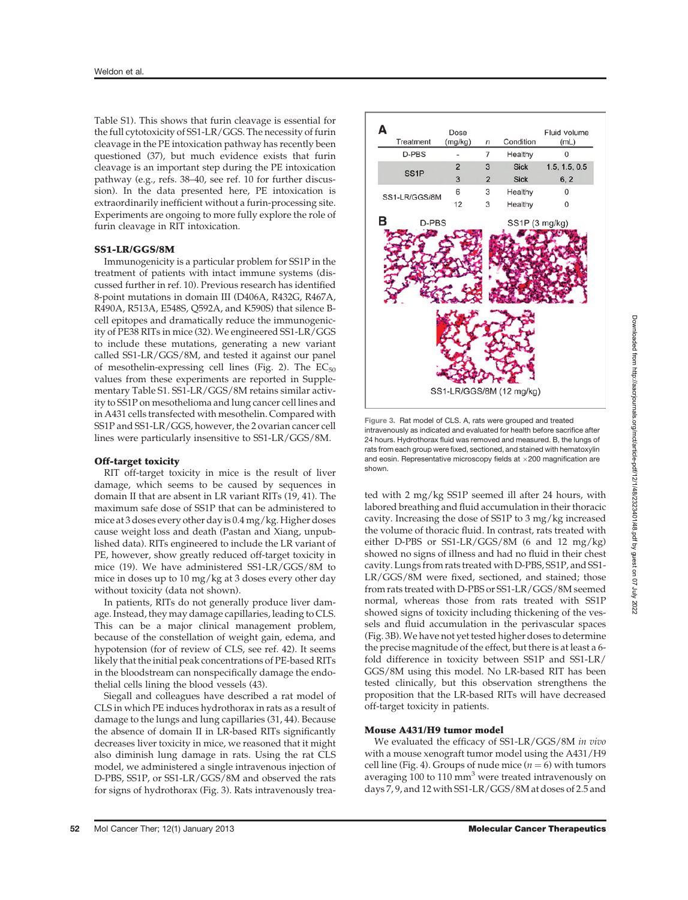Table S1). This shows that furin cleavage is essential for the full cytotoxicity of SS1-LR/GGS. The necessity of furin cleavage in the PE intoxication pathway has recently been questioned (37), but much evidence exists that furin cleavage is an important step during the PE intoxication pathway (e.g., refs. 38–40, see ref. 10 for further discussion). In the data presented here, PE intoxication is extraordinarily inefficient without a furin-processing site. Experiments are ongoing to more fully explore the role of furin cleavage in RIT intoxication.

### SS1-LR/GGS/8M

Immunogenicity is a particular problem for SS1P in the treatment of patients with intact immune systems (discussed further in ref. 10). Previous research has identified 8-point mutations in domain III (D406A, R432G, R467A, R490A, R513A, E548S, Q592A, and K590S) that silence B-cell epitopes and dramatically reduce the immunogenicity of PE38 RITs in mice (32). We engineered SS1-LR/GGS to include these mutations, generating a new variant called SS1-LR/GGS/8M, and tested it against our panel of mesothelin-expressing cell lines (Fig. 2). The $EC_{50}$ values from these experiments are reported in Supplementary Table S1. SS1-LR/GGS/8M retains similar activity to SS1P on mesothelioma and lung cancer cell lines and in A431 cells transfected with mesothelin. Compared with SS1P and SS1-LR/GGS, however, the 2 ovarian cancer cell lines were particularly insensitive to SS1-LR/GGS/8M.

### Off-target toxicity

RIT off-target toxicity in mice is the result of liver damage, which seems to be caused by sequences in domain II that are absent in LR variant RITs (19, 41). The maximum safe dose of SS1P that can be administered to mice at 3 doses every other day is 0.4 mg/kg. Higher doses cause weight loss and death (Pastan and Xiang, unpublished data). RITs engineered to include the LR variant of PE, however, show greatly reduced off-target toxicity in mice (19). We have administered SS1-LR/GGS/8M to mice in doses up to 10 mg/kg at 3 doses every other day without toxicity (data not shown).

In patients, RITs do not generally produce liver damage. Instead, they may damage capillaries, leading to CLS. This can be a major clinical management problem, because of the constellation of weight gain, edema, and hypotension (for of review of CLS, see ref. 42). It seems likely that the initial peak concentrations of PE-based RITs in the bloodstream can nonspecifically damage the endothelial cells lining the blood vessels (43).

Siegall and colleagues have described a rat model of CLS in which PE induces hydrothorax in rats as a result of damage to the lungs and lung capillaries (31, 44). Because the absence of domain II in LR-based RITs significantly decreases liver toxicity in mice, we reasoned that it might also diminish lung damage in rats. Using the rat CLS model, we administered a single intravenous injection of D-PBS, SS1P, or SS1-LR/GGS/8M and observed the rats for signs of hydrothorax (Fig. 3). Rats intravenously treated with 2 mg/kg SS1P seemed ill after 24 hours, with labored breathing and fluid accumulation in their thoracic cavity. Increasing the dose of SS1P to 3 mg/kg increased the volume of thoracic fluid. In contrast, rats treated with either D-PBS or SS1-LR/GGS/8M (6 and 12 mg/kg) showed no signs of illness and had no fluid in their chest cavity. Lungs from rats treated with D-PBS, SS1P, and SS1-LR/GGS/8M were fixed, sectioned, and stained; those from rats treated with D-PBS or SS1-LR/GGS/8M seemed normal, whereas those from rats treated with SS1P showed signs of toxicity including thickening of the vessels and fluid accumulation in the perivascular spaces (Fig. 3B). We have not yet tested higher doses to determine the precise magnitude of the effect, but there is at least a 6-fold difference in toxicity between SS1P and SS1-LR/GGS/8M using this model. No LR-based RIT has been tested clinically, but this observation strengthens the proposition that the LR-based RITs will have decreased off-target toxicity in patients.

**A**

| Treatment | Dose (mg/kg) | n | Condition | Fluid volume (mL) |
|---|---|---|---|---|
| D-PBS | - | 7 | Healthy | 0 |
| SS1P | 2 | 3 | Sick | 1.5, 1.5, 0.5 |
| | 3 | 2 | Sick | 6, 2 |
| SS1-LR/GGS/8M | 6 | 3 | Healthy | 0 |
| | 12 | 3 | Healthy | 0 |

**B** D-PBS; SS1P (3 mg/kg); SS1-LR/GGS/8M (12 mg/kg)

Figure 3. Rat model of CLS. A, rats were grouped and treated intravenously as indicated and evaluated for health before sacrifice after 24 hours. Hydrothorax fluid was removed and measured. B, the lungs of rats from each group were fixed, sectioned, and stained with hematoxylin and eosin. Representative microscopy fields at ×200 magnification are shown.

### Mouse A431/H9 tumor model

We evaluated the efficacy of SS1-LR/GGS/8M *in vivo* with a mouse xenograft tumor model using the A431/H9 cell line (Fig. 4). Groups of nude mice ($n = 6$) with tumors averaging 100 to 110 mm$^3$ were treated intravenously on days 7, 9, and 12 with SS1-LR/GGS/8M at doses of 2.5 and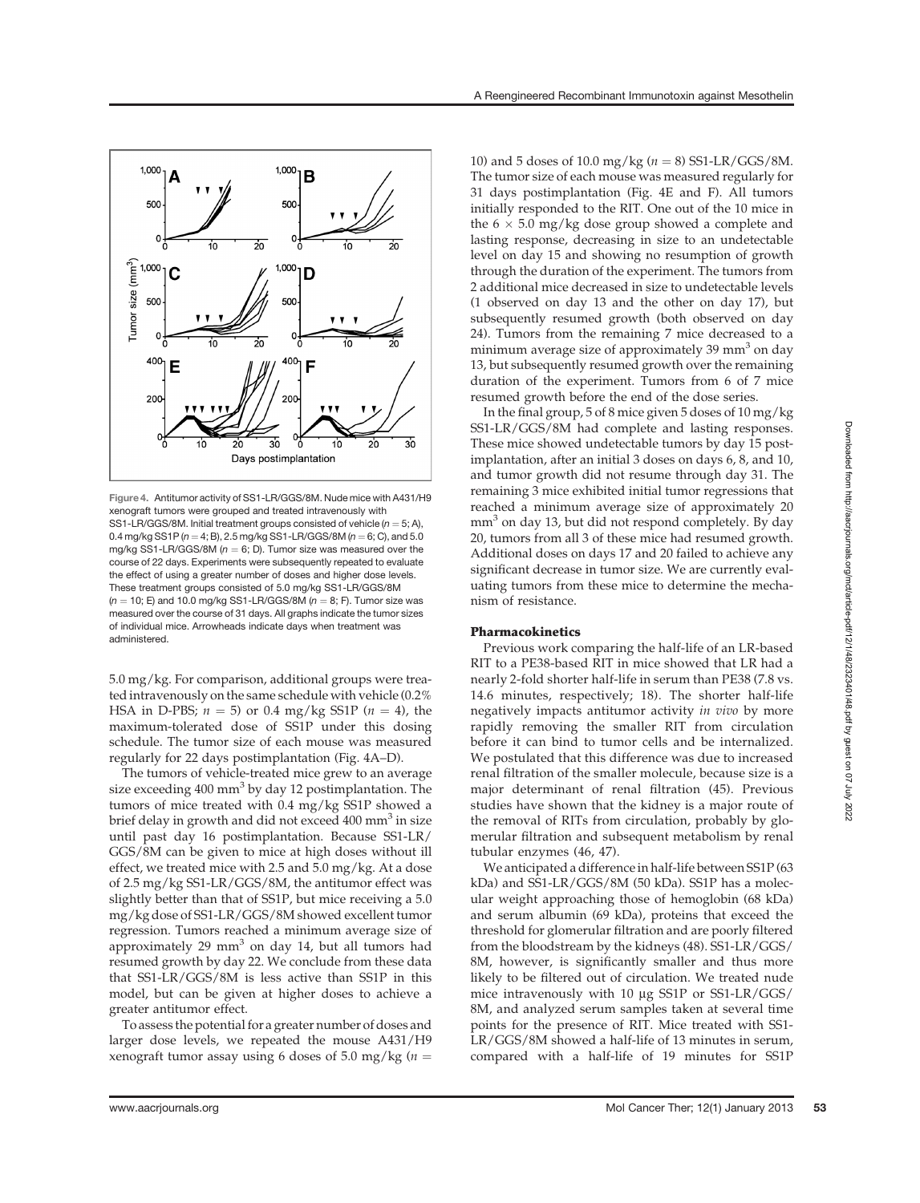Figure 4. Antitumor activity of SS1-LR/GGS/8M. Nude mice with A431/H9 xenograft tumors were grouped and treated intravenously with SS1-LR/GGS/8M. Initial treatment groups consisted of vehicle ($n = 5$; A), 0.4 mg/kg SS1P ($n = 4$; B), 2.5 mg/kg SS1-LR/GGS/8M ($n = 6$; C), and 5.0 mg/kg SS1-LR/GGS/8M ($n = 6$; D). Tumor size was measured over the course of 22 days. Experiments were subsequently repeated to evaluate the effect of using a greater number of doses and higher dose levels. These treatment groups consisted of 5.0 mg/kg SS1-LR/GGS/8M ($n = 10$; E) and 10.0 mg/kg SS1-LR/GGS/8M ($n = 8$; F). Tumor size was measured over the course of 31 days. All graphs indicate the tumor sizes of individual mice. Arrowheads indicate days when treatment was administered.

5.0 mg/kg. For comparison, additional groups were treated intravenously on the same schedule with vehicle (0.2% HSA in D-PBS; $n = 5$) or 0.4 mg/kg SS1P ($n = 4$), the maximum-tolerated dose of SS1P under this dosing schedule. The tumor size of each mouse was measured regularly for 22 days postimplantation (Fig. 4A–D).

The tumors of vehicle-treated mice grew to an average size exceeding 400 $mm^3$ by day 12 postimplantation. The tumors of mice treated with 0.4 mg/kg SS1P showed a brief delay in growth and did not exceed 400 $mm^3$ in size until past day 16 postimplantation. Because SS1-LR/GGS/8M can be given to mice at high doses without ill effect, we treated mice with 2.5 and 5.0 mg/kg. At a dose of 2.5 mg/kg SS1-LR/GGS/8M, the antitumor effect was slightly better than that of SS1P, but mice receiving a 5.0 mg/kg dose of SS1-LR/GGS/8M showed excellent tumor regression. Tumors reached a minimum average size of approximately 29 $mm^3$ on day 14, but all tumors had resumed growth by day 22. We conclude from these data that SS1-LR/GGS/8M is less active than SS1P in this model, but can be given at higher doses to achieve a greater antitumor effect.

To assess the potential for a greater number of doses and larger dose levels, we repeated the mouse A431/H9 xenograft tumor assay using 6 doses of 5.0 mg/kg ($n = 10$) and 5 doses of 10.0 mg/kg ($n = 8$) SS1-LR/GGS/8M. The tumor size of each mouse was measured regularly for 31 days postimplantation (Fig. 4E and F). All tumors initially responded to the RIT. One out of the 10 mice in the 6 × 5.0 mg/kg dose group showed a complete and lasting response, decreasing in size to an undetectable level on day 15 and showing no resumption of growth through the duration of the experiment. The tumors from 2 additional mice decreased in size to undetectable levels (1 observed on day 13 and the other on day 17), but subsequently resumed growth (both observed on day 24). Tumors from the remaining 7 mice decreased to a minimum average size of approximately 39 $mm^3$ on day 13, but subsequently resumed growth over the remaining duration of the experiment. Tumors from 6 of 7 mice resumed growth before the end of the dose series.

In the final group, 5 of 8 mice given 5 doses of 10 mg/kg SS1-LR/GGS/8M had complete and lasting responses. These mice showed undetectable tumors by day 15 postimplantation, after an initial 3 doses on days 6, 8, and 10, and tumor growth did not resume through day 31. The remaining 3 mice exhibited initial tumor regressions that reached a minimum average size of approximately 20 $mm^3$ on day 13, but did not respond completely. By day 20, tumors from all 3 of these mice had resumed growth. Additional doses on days 17 and 20 failed to achieve any significant decrease in tumor size. We are currently evaluating tumors from these mice to determine the mechanism of resistance.

### Pharmacokinetics

Previous work comparing the half-life of an LR-based RIT to a PE38-based RIT in mice showed that LR had a nearly 2-fold shorter half-life in serum than PE38 (7.8 vs. 14.6 minutes, respectively; 18). The shorter half-life negatively impacts antitumor activity *in vivo* by more rapidly removing the smaller RIT from circulation before it can bind to tumor cells and be internalized. We postulated that this difference was due to increased renal filtration of the smaller molecule, because size is a major determinant of renal filtration (45). Previous studies have shown that the kidney is a major route of the removal of RITs from circulation, probably by glomerular filtration and subsequent metabolism by renal tubular enzymes (46, 47).

We anticipated a difference in half-life between SS1P (63 kDa) and SS1-LR/GGS/8M (50 kDa). SS1P has a molecular weight approaching those of hemoglobin (68 kDa) and serum albumin (69 kDa), proteins that exceed the threshold for glomerular filtration and are poorly filtered from the bloodstream by the kidneys (48). SS1-LR/GGS/8M, however, is significantly smaller and thus more likely to be filtered out of circulation. We treated nude mice intravenously with 10 μg SS1P or SS1-LR/GGS/8M, and analyzed serum samples taken at several time points for the presence of RIT. Mice treated with SS1-LR/GGS/8M showed a half-life of 13 minutes in serum, compared with a half-life of 19 minutes for SS1P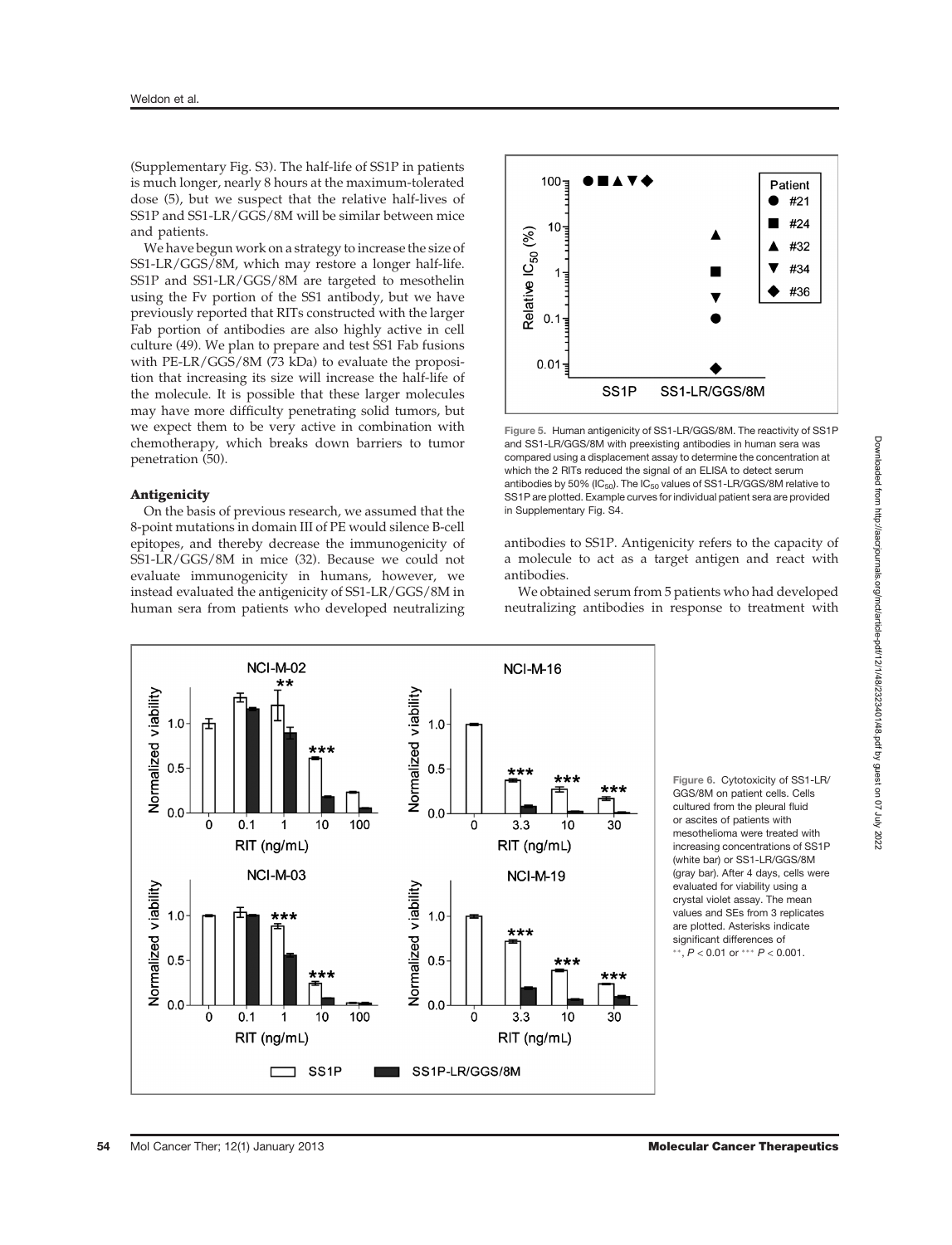(Supplementary Fig. S3). The half-life of SS1P in patients is much longer, nearly 8 hours at the maximum-tolerated dose (5), but we suspect that the relative half-lives of SS1P and SS1-LR/GGS/8M will be similar between mice and patients.

We have begun work on a strategy to increase the size of SS1-LR/GGS/8M, which may restore a longer half-life. SS1P and SS1-LR/GGS/8M are targeted to mesothelin using the Fv portion of the SS1 antibody, but we have previously reported that RITs constructed with the larger Fab portion of antibodies are also highly active in cell culture (49). We plan to prepare and test SS1 Fab fusions with PE-LR/GGS/8M (73 kDa) to evaluate the proposition that increasing its size will increase the half-life of the molecule. It is possible that these larger molecules may have more difficulty penetrating solid tumors, but we expect them to be very active in combination with chemotherapy, which breaks down barriers to tumor penetration (50).

### Antigenicity

On the basis of previous research, we assumed that the 8-point mutations in domain III of PE would silence B-cell epitopes, and thereby decrease the immunogenicity of SS1-LR/GGS/8M in mice (32). Because we could not evaluate immunogenicity in humans, however, we instead evaluated the antigenicity of SS1-LR/GGS/8M in human sera from patients who developed neutralizing antibodies to SS1P. Antigenicity refers to the capacity of a molecule to act as a target antigen and react with antibodies.

We obtained serum from 5 patients who had developed neutralizing antibodies in response to treatment with

Figure 5. Human antigenicity of SS1-LR/GGS/8M. The reactivity of SS1P and SS1-LR/GGS/8M with preexisting antibodies in human sera was compared using a displacement assay to determine the concentration at which the 2 RITs reduced the signal of an ELISA to detect serum antibodies by 50% ($IC_{50}$). The $IC_{50}$ values of SS1-LR/GGS/8M relative to SS1P are plotted. Example curves for individual patient sera are provided in Supplementary Fig. S4.

Figure 6. Cytotoxicity of SS1-LR/GGS/8M on patient cells. Cells cultured from the pleural fluid or ascites of patients with mesothelioma were treated with increasing concentrations of SS1P (white bar) or SS1-LR/GGS/8M (gray bar). After 4 days, cells were evaluated for viability using a crystal violet assay. The mean values and SEs from 3 replicates are plotted. Asterisks indicate significant differences of **, $P < 0.01$ or ***, $P < 0.001$.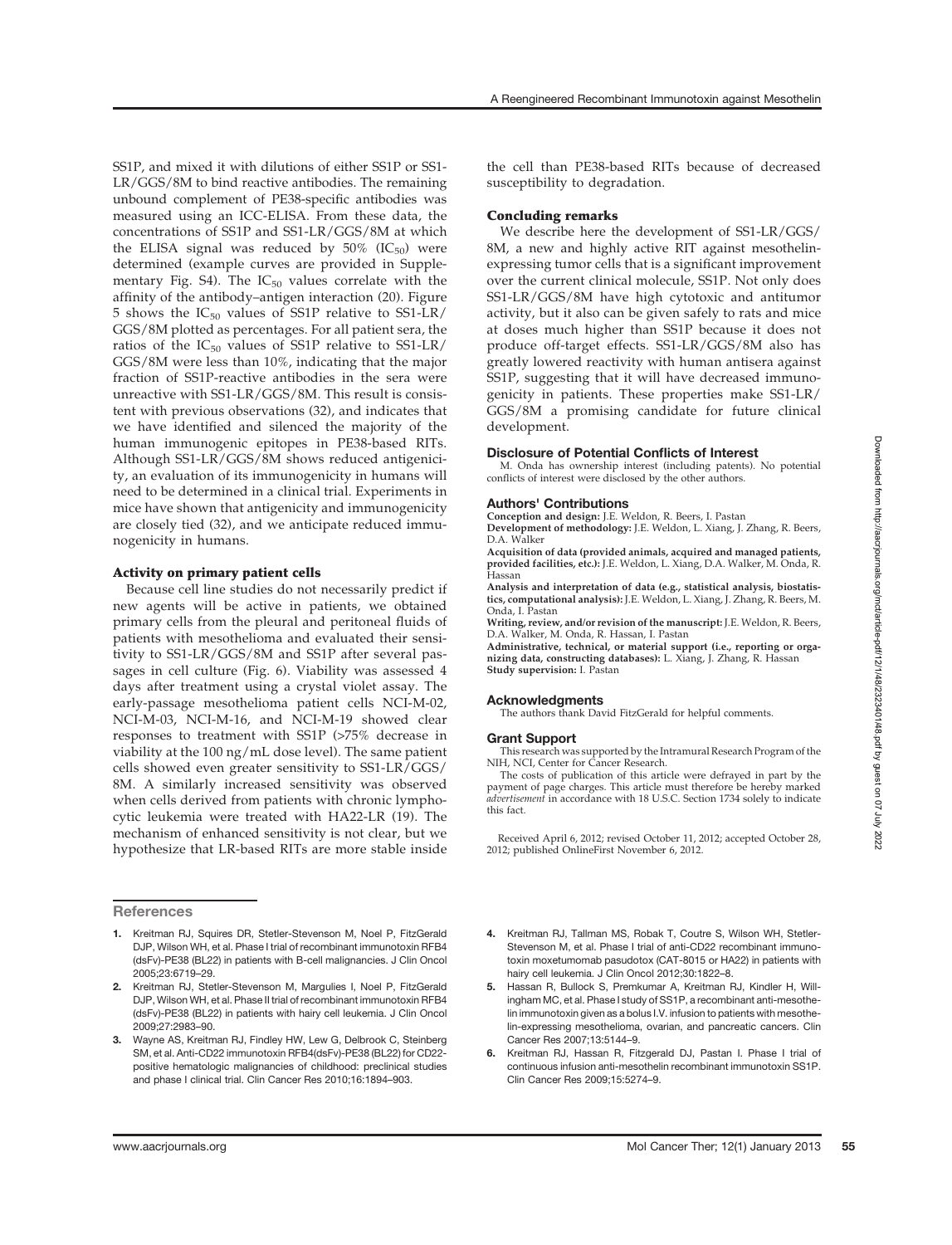SS1P, and mixed it with dilutions of either SS1P or SS1-LR/GGS/8M to bind reactive antibodies. The remaining unbound complement of PE38-specific antibodies was measured using an ICC-ELISA. From these data, the concentrations of SS1P and SS1-LR/GGS/8M at which the ELISA signal was reduced by 50% ($IC_{50}$) were determined (example curves are provided in Supplementary Fig. S4). The $IC_{50}$ values correlate with the affinity of the antibody–antigen interaction (20). Figure 5 shows the $IC_{50}$ values of SS1P relative to SS1-LR/GGS/8M plotted as percentages. For all patient sera, the ratios of the $IC_{50}$ values of SS1P relative to SS1-LR/GGS/8M were less than 10%, indicating that the major fraction of SS1P-reactive antibodies in the sera were unreactive with SS1-LR/GGS/8M. This result is consistent with previous observations (32), and indicates that we have identified and silenced the majority of the human immunogenic epitopes in PE38-based RITs. Although SS1-LR/GGS/8M shows reduced antigenicity, an evaluation of its immunogenicity in humans will need to be determined in a clinical trial. Experiments in mice have shown that antigenicity and immunogenicity are closely tied (32), and we anticipate reduced immunogenicity in humans.

### Activity on primary patient cells

Because cell line studies do not necessarily predict if new agents will be active in patients, we obtained primary cells from the pleural and peritoneal fluids of patients with mesothelioma and evaluated their sensitivity to SS1-LR/GGS/8M and SS1P after several passages in cell culture (Fig. 6). Viability was assessed 4 days after treatment using a crystal violet assay. The early-passage mesothelioma patient cells NCI-M-02, NCI-M-03, NCI-M-16, and NCI-M-19 showed clear responses to treatment with SS1P (>75% decrease in viability at the 100 ng/mL dose level). The same patient cells showed even greater sensitivity to SS1-LR/GGS/8M. A similarly increased sensitivity was observed when cells derived from patients with chronic lymphocytic leukemia were treated with HA22-LR (19). The mechanism of enhanced sensitivity is not clear, but we hypothesize that LR-based RITs are more stable inside the cell than PE38-based RITs because of decreased susceptibility to degradation.

### Concluding remarks

We describe here the development of SS1-LR/GGS/8M, a new and highly active RIT against mesothelin-expressing tumor cells that is a significant improvement over the current clinical molecule, SS1P. Not only does SS1-LR/GGS/8M have high cytotoxic and antitumor activity, but it also can be given safely to rats and mice at doses much higher than SS1P because it does not produce off-target effects. SS1-LR/GGS/8M also has greatly lowered reactivity with human antisera against SS1P, suggesting that it will have decreased immunogenicity in patients. These properties make SS1-LR/GGS/8M a promising candidate for future clinical development.

## Disclosure of Potential Conflicts of Interest

M. Onda has ownership interest (including patents). No potential conflicts of interest were disclosed by the other authors.

## Authors' Contributions

**Conception and design:** J.E. Weldon, R. Beers, I. Pastan
**Development of methodology:** J.E. Weldon, L. Xiang, J. Zhang, R. Beers, D.A. Walker
**Acquisition of data (provided animals, acquired and managed patients, provided facilities, etc.):** J.E. Weldon, L. Xiang, D.A. Walker, M. Onda, R. Hassan
**Analysis and interpretation of data (e.g., statistical analysis, biostatistics, computational analysis):** J.E. Weldon, L. Xiang, J. Zhang, R. Beers, M. Onda, I. Pastan
**Writing, review, and/or revision of the manuscript:** J.E. Weldon, R. Beers, D.A. Walker, M. Onda, R. Hassan, I. Pastan
**Administrative, technical, or material support (i.e., reporting or organizing data, constructing databases):** L. Xiang, J. Zhang, R. Hassan
**Study supervision:** I. Pastan

## Acknowledgments

The authors thank David FitzGerald for helpful comments.

## Grant Support

This research was supported by the Intramural Research Program of the NIH, NCI, Center for Cancer Research.

The costs of publication of this article were defrayed in part by the payment of page charges. This article must therefore be hereby marked *advertisement* in accordance with 18 U.S.C. Section 1734 solely to indicate this fact.

Received April 6, 2012; revised October 11, 2012; accepted October 28, 2012; published OnlineFirst November 6, 2012.

## References

1. Kreitman RJ, Squires DR, Stetler-Stevenson M, Noel P, FitzGerald DJP, Wilson WH, et al. Phase I trial of recombinant immunotoxin RFB4 (dsFv)-PE38 (BL22) in patients with B-cell malignancies. J Clin Oncol 2005;23:6719–29.
2. Kreitman RJ, Stetler-Stevenson M, Margulies I, Noel P, FitzGerald DJP, Wilson WH, et al. Phase II trial of recombinant immunotoxin RFB4 (dsFv)-PE38 (BL22) in patients with hairy cell leukemia. J Clin Oncol 2009;27:2983–90.
3. Wayne AS, Kreitman RJ, Findley HW, Lew G, Delbrook C, Steinberg SM, et al. Anti-CD22 immunotoxin RFB4(dsFv)-PE38 (BL22) for CD22-positive hematologic malignancies of childhood: preclinical studies and phase I clinical trial. Clin Cancer Res 2010;16:1894–903.
4. Kreitman RJ, Tallman MS, Robak T, Coutre S, Wilson WH, Stetler-Stevenson M, et al. Phase I trial of anti-CD22 recombinant immunotoxin moxetumomab pasudotox (CAT-8015 or HA22) in patients with hairy cell leukemia. J Clin Oncol 2012;30:1822–8.
5. Hassan R, Bullock S, Premkumar A, Kreitman RJ, Kindler H, Willingham MC, et al. Phase I study of SS1P, a recombinant anti-mesothelin immunotoxin given as a bolus I.V. infusion to patients with mesothelin-expressing mesothelioma, ovarian, and pancreatic cancers. Clin Cancer Res 2007;13:5144–9.
6. Kreitman RJ, Hassan R, Fitzgerald DJ, Pastan I. Phase I trial of continuous infusion anti-mesothelin recombinant immunotoxin SS1P. Clin Cancer Res 2009;15:5274–9.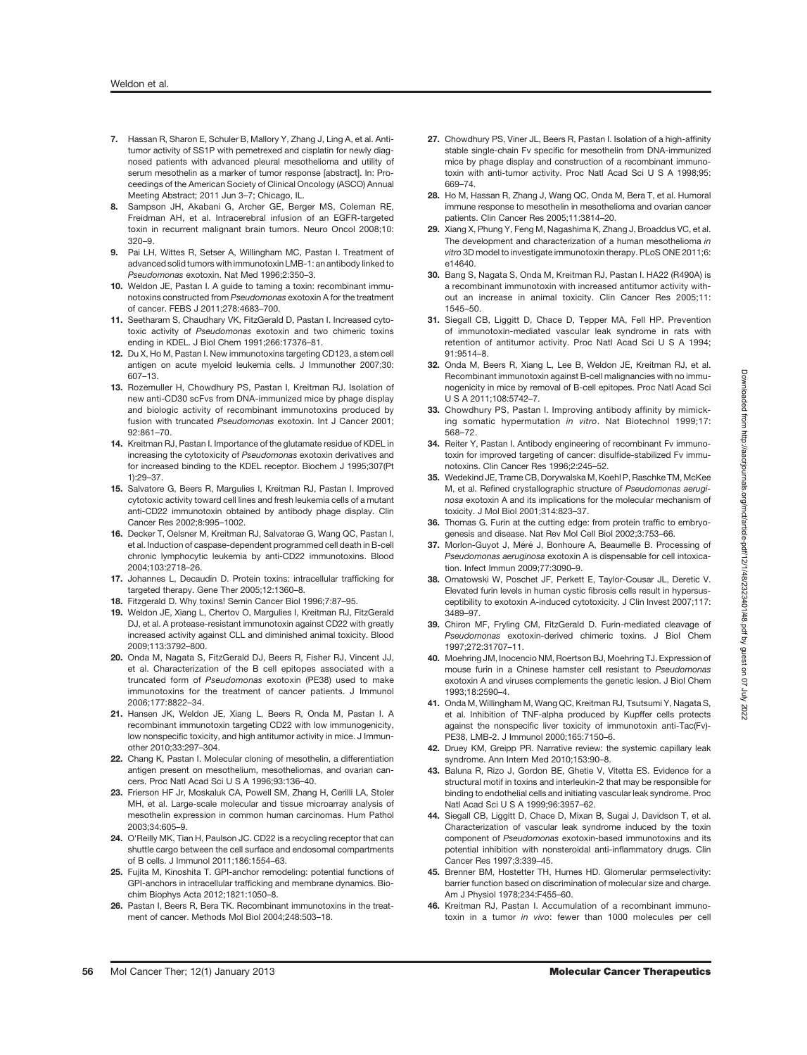7. Hassan R, Sharon E, Schuler B, Mallory Y, Zhang J, Ling A, et al. Antitumor activity of SS1P with pemetrexed and cisplatin for newly diagnosed patients with advanced pleural mesothelioma and utility of serum mesothelin as a marker of tumor response [abstract]. In: Proceedings of the American Society of Clinical Oncology (ASCO) Annual Meeting Abstract; 2011 Jun 3–7; Chicago, IL.
8. Sampson JH, Akabani G, Archer GE, Berger MS, Coleman RE, Freidman AH, et al. Intracerebral infusion of an EGFR-targeted toxin in recurrent malignant brain tumors. Neuro Oncol 2008;10: 320–9.
9. Pai LH, Wittes R, Setser A, Willingham MC, Pastan I. Treatment of advanced solid tumors with immunotoxin LMB-1: an antibody linked to *Pseudomonas* exotoxin. Nat Med 1996;2:350–3.
10. Weldon JE, Pastan I. A guide to taming a toxin: recombinant immunotoxins constructed from *Pseudomonas* exotoxin A for the treatment of cancer. FEBS J 2011;278:4683–700.
11. Seetharam S, Chaudhary VK, FitzGerald D, Pastan I. Increased cytotoxic activity of *Pseudomonas* exotoxin and two chimeric toxins ending in KDEL. J Biol Chem 1991;266:17376–81.
12. Du X, Ho M, Pastan I. New immunotoxins targeting CD123, a stem cell antigen on acute myeloid leukemia cells. J Immunother 2007;30: 607–13.
13. Rozemuller H, Chowdhury PS, Pastan I, Kreitman RJ. Isolation of new anti-CD30 scFvs from DNA-immunized mice by phage display and biologic activity of recombinant immunotoxins produced by fusion with truncated *Pseudomonas* exotoxin. Int J Cancer 2001; 92:861–70.
14. Kreitman RJ, Pastan I. Importance of the glutamate residue of KDEL in increasing the cytotoxicity of *Pseudomonas* exotoxin derivatives and for increased binding to the KDEL receptor. Biochem J 1995;307(Pt 1):29–37.
15. Salvatore G, Beers R, Margulies I, Kreitman RJ, Pastan I. Improved cytotoxic activity toward cell lines and fresh leukemia cells of a mutant anti-CD22 immunotoxin obtained by antibody phage display. Clin Cancer Res 2002;8:995–1002.
16. Decker T, Oelsner M, Kreitman RJ, Salvatorae G, Wang QC, Pastan I, et al. Induction of caspase-dependent programmed cell death in B-cell chronic lymphocytic leukemia by anti-CD22 immunotoxins. Blood 2004;103:2718–26.
17. Johannes L, Decaudin D. Protein toxins: intracellular trafficking for targeted therapy. Gene Ther 2005;12:1360–8.
18. Fitzgerald D. Why toxins! Semin Cancer Biol 1996;7:87–95.
19. Weldon JE, Xiang L, Chertov O, Margulies I, Kreitman RJ, FitzGerald DJ, et al. A protease-resistant immunotoxin against CD22 with greatly increased activity against CLL and diminished animal toxicity. Blood 2009;113:3792–800.
20. Onda M, Nagata S, FitzGerald DJ, Beers R, Fisher RJ, Vincent JJ, et al. Characterization of the B cell epitopes associated with a truncated form of *Pseudomonas* exotoxin (PE38) used to make immunotoxins for the treatment of cancer patients. J Immunol 2006;177:8822–34.
21. Hansen JK, Weldon JE, Xiang L, Beers R, Onda M, Pastan I. A recombinant immunotoxin targeting CD22 with low immunogenicity, low nonspecific toxicity, and high antitumor activity in mice. J Immunother 2010;33:297–304.
22. Chang K, Pastan I. Molecular cloning of mesothelin, a differentiation antigen present on mesothelium, mesotheliomas, and ovarian cancers. Proc Natl Acad Sci U S A 1996;93:136–40.
23. Frierson HF Jr, Moskaluk CA, Powell SM, Zhang H, Cerilli LA, Stoler MH, et al. Large-scale molecular and tissue microarray analysis of mesothelin expression in common human carcinomas. Hum Pathol 2003;34:605–9.
24. O'Reilly MK, Tian H, Paulson JC. CD22 is a recycling receptor that can shuttle cargo between the cell surface and endosomal compartments of B cells. J Immunol 2011;186:1554–63.
25. Fujita M, Kinoshita T. GPI-anchor remodeling: potential functions of GPI-anchors in intracellular trafficking and membrane dynamics. Biochim Biophys Acta 2012;1821:1050–8.
26. Pastan I, Beers R, Bera TK. Recombinant immunotoxins in the treatment of cancer. Methods Mol Biol 2004;248:503–18.
27. Chowdhury PS, Viner JL, Beers R, Pastan I. Isolation of a high-affinity stable single-chain Fv specific for mesothelin from DNA-immunized mice by phage display and construction of a recombinant immunotoxin with anti-tumor activity. Proc Natl Acad Sci U S A 1998;95: 669–74.
28. Ho M, Hassan R, Zhang J, Wang QC, Onda M, Bera T, et al. Humoral immune response to mesothelin in mesothelioma and ovarian cancer patients. Clin Cancer Res 2005;11:3814–20.
29. Xiang X, Phung Y, Feng M, Nagashima K, Zhang J, Broaddus VC, et al. The development and characterization of a human mesothelioma *in vitro* 3D model to investigate immunotoxin therapy. PLoS ONE 2011;6: e14640.
30. Bang S, Nagata S, Onda M, Kreitman RJ, Pastan I. HA22 (R490A) is a recombinant immunotoxin with increased antitumor activity without an increase in animal toxicity. Clin Cancer Res 2005;11: 1545–50.
31. Siegall CB, Liggitt D, Chace D, Tepper MA, Fell HP. Prevention of immunotoxin-mediated vascular leak syndrome in rats with retention of antitumor activity. Proc Natl Acad Sci U S A 1994; 91:9514–8.
32. Onda M, Beers R, Xiang L, Lee B, Weldon JE, Kreitman RJ, et al. Recombinant immunotoxin against B-cell malignancies with no immunogenicity in mice by removal of B-cell epitopes. Proc Natl Acad Sci U S A 2011;108:5742–7.
33. Chowdhury PS, Pastan I. Improving antibody affinity by mimicking somatic hypermutation *in vitro*. Nat Biotechnol 1999;17: 568–72.
34. Reiter Y, Pastan I. Antibody engineering of recombinant Fv immunotoxin for improved targeting of cancer: disulfide-stabilized Fv immunotoxins. Clin Cancer Res 1996;2:245–52.
35. Wedekind JE, Trame CB, Dorywalska M, Koehl P, Raschke TM, McKee M, et al. Refined crystallographic structure of *Pseudomonas aeruginosa* exotoxin A and its implications for the molecular mechanism of toxicity. J Mol Biol 2001;314:823–37.
36. Thomas G. Furin at the cutting edge: from protein traffic to embryogenesis and disease. Nat Rev Mol Cell Biol 2002;3:753–66.
37. Morlon-Guyot J, Méré J, Bonhoure A, Beaumelle B. Processing of *Pseudomonas aeruginosa* exotoxin A is dispensable for cell intoxication. Infect Immun 2009;77:3090–9.
38. Ornatowski W, Poschet JF, Perkett E, Taylor-Cousar JL, Deretic V. Elevated furin levels in human cystic fibrosis cells result in hypersusceptibility to exotoxin A-induced cytotoxicity. J Clin Invest 2007;117: 3489–97.
39. Chiron MF, Fryling CM, FitzGerald D. Furin-mediated cleavage of *Pseudomonas* exotoxin-derived chimeric toxins. J Biol Chem 1997;272:31707–11.
40. Moehring JM, Inocencio NM, Roertson BJ, Moehring TJ. Expression of mouse furin in a Chinese hamster cell resistant to *Pseudomonas* exotoxin A and viruses complements the genetic lesion. J Biol Chem 1993;18:2590–4.
41. Onda M, Willingham M, Wang QC, Kreitman RJ, Tsutsumi Y, Nagata S, et al. Inhibition of TNF-alpha produced by Kupffer cells protects against the nonspecific liver toxicity of immunotoxin anti-Tac(Fv)-PE38, LMB-2. J Immunol 2000;165:7150–6.
42. Druey KM, Greipp PR. Narrative review: the systemic capillary leak syndrome. Ann Intern Med 2010;153:90–8.
43. Baluna R, Rizo J, Gordon BE, Ghetie V, Vitetta ES. Evidence for a structural motif in toxins and interleukin-2 that may be responsible for binding to endothelial cells and initiating vascular leak syndrome. Proc Natl Acad Sci U S A 1999;96:3957–62.
44. Siegall CB, Liggitt D, Chace D, Mixan B, Sugai J, Davidson T, et al. Characterization of vascular leak syndrome induced by the toxin component of *Pseudomonas* exotoxin-based immunotoxins and its potential inhibition with nonsteroidal anti-inflammatory drugs. Clin Cancer Res 1997;3:339–45.
45. Brenner BM, Hostetter TH, Humes HD. Glomerular permselectivity: barrier function based on discrimination of molecular size and charge. Am J Physiol 1978;234:F455–60.
46. Kreitman RJ, Pastan I. Accumulation of a recombinant immunotoxin in a tumor *in vivo*: fewer than 1000 molecules per cell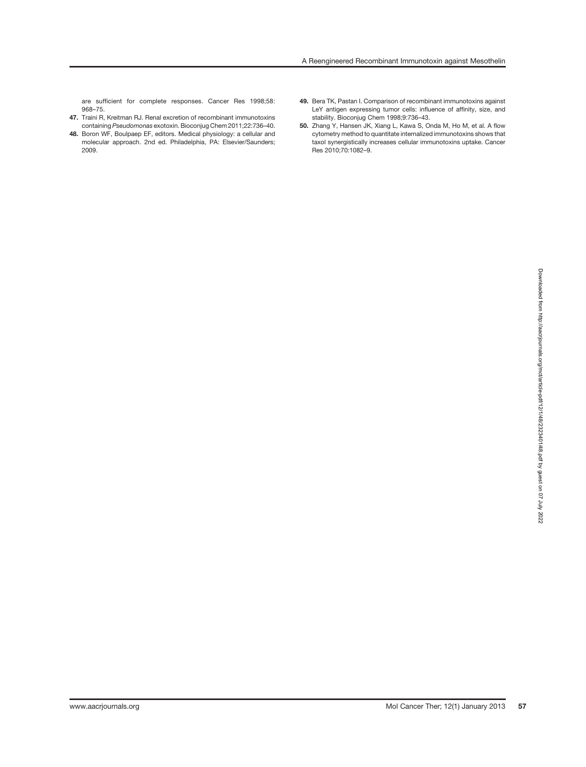are sufficient for complete responses. Cancer Res 1998;58: 968–75.

47. Traini R, Kreitman RJ. Renal excretion of recombinant immunotoxins containing *Pseudomonas* exotoxin. Bioconjug Chem 2011;22:736–40.
48. Boron WF, Boulpaep EF, editors. Medical physiology: a cellular and molecular approach. 2nd ed. Philadelphia, PA: Elsevier/Saunders; 2009.
49. Bera TK, Pastan I. Comparison of recombinant immunotoxins against LeY antigen expressing tumor cells: influence of affinity, size, and stability. Bioconjug Chem 1998;9:736–43.
50. Zhang Y, Hansen JK, Xiang L, Kawa S, Onda M, Ho M, et al. A flow cytometry method to quantitate internalized immunotoxins shows that taxol synergistically increases cellular immunotoxins uptake. Cancer Res 2010;70:1082–9.